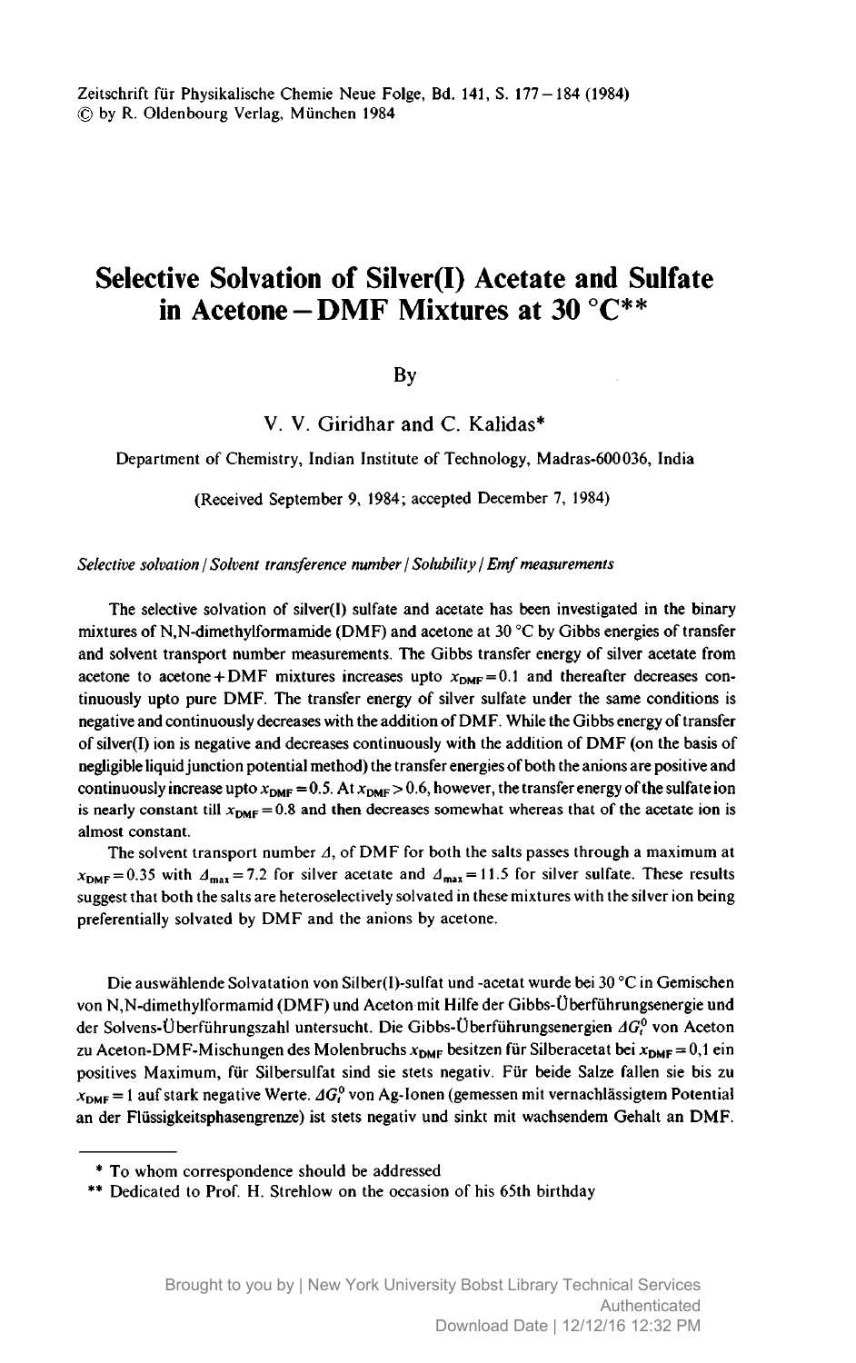Zeitschrift für Physikalische Chemie Neue Folge, Bd. 141, S. 177–184 (1984)
© by R. Oldenbourg Verlag, München 1984

# Selective Solvation of Silver(I) Acetate and Sulfate in Acetone – DMF Mixtures at 30 °C**

By

V. V. Giridhar and C. Kalidas*

Department of Chemistry, Indian Institute of Technology, Madras-600036, India

(Received September 9, 1984; accepted December 7, 1984)

*Selective solvation / Solvent transference number / Solubility / Emf measurements*

The selective solvation of silver(I) sulfate and acetate has been investigated in the binary mixtures of N,N-dimethylformamide (DMF) and acetone at 30 °C by Gibbs energies of transfer and solvent transport number measurements. The Gibbs transfer energy of silver acetate from acetone to acetone + DMF mixtures increases upto $x_{DMF} = 0.1$ and thereafter decreases continuously upto pure DMF. The transfer energy of silver sulfate under the same conditions is negative and continuously decreases with the addition of DMF. While the Gibbs energy of transfer of silver(I) ion is negative and decreases continuously with the addition of DMF (on the basis of negligible liquid junction potential method) the transfer energies of both the anions are positive and continuously increase upto $x_{DMF} = 0.5$. At $x_{DMF} > 0.6$, however, the transfer energy of the sulfate ion is nearly constant till $x_{DMF} = 0.8$ and then decreases somewhat whereas that of the acetate ion is almost constant.

The solvent transport number $\Delta$, of DMF for both the salts passes through a maximum at $x_{DMF} = 0.35$ with $\Delta_{max} = 7.2$ for silver acetate and $\Delta_{max} = 11.5$ for silver sulfate. These results suggest that both the salts are heteroselectively solvated in these mixtures with the silver ion being preferentially solvated by DMF and the anions by acetone.

Die auswählende Solvatation von Silber(I)-sulfat und -acetat wurde bei 30 °C in Gemischen von N,N-dimethylformamid (DMF) und Aceton mit Hilfe der Gibbs-Überführungsenergie und der Solvens-Überführungszahl untersucht. Die Gibbs-Überführungsenergien $\Delta G_t^0$ von Aceton zu Aceton-DMF-Mischungen des Molenbruchs $x_{DMF}$ besitzen für Silberacetat bei $x_{DMF} = 0{,}1$ ein positives Maximum, für Silbersulfat sind sie stets negativ. Für beide Salze fallen sie bis zu $x_{DMF} = 1$ auf stark negative Werte. $\Delta G_t^0$ von Ag-Ionen (gemessen mit vernachlässigtem Potential an der Flüssigkeitsphasengrenze) ist stets negativ und sinkt mit wachsendem Gehalt an DMF.

---

\* To whom correspondence should be addressed

\** Dedicated to Prof. H. Strehlow on the occasion of his 65th birthday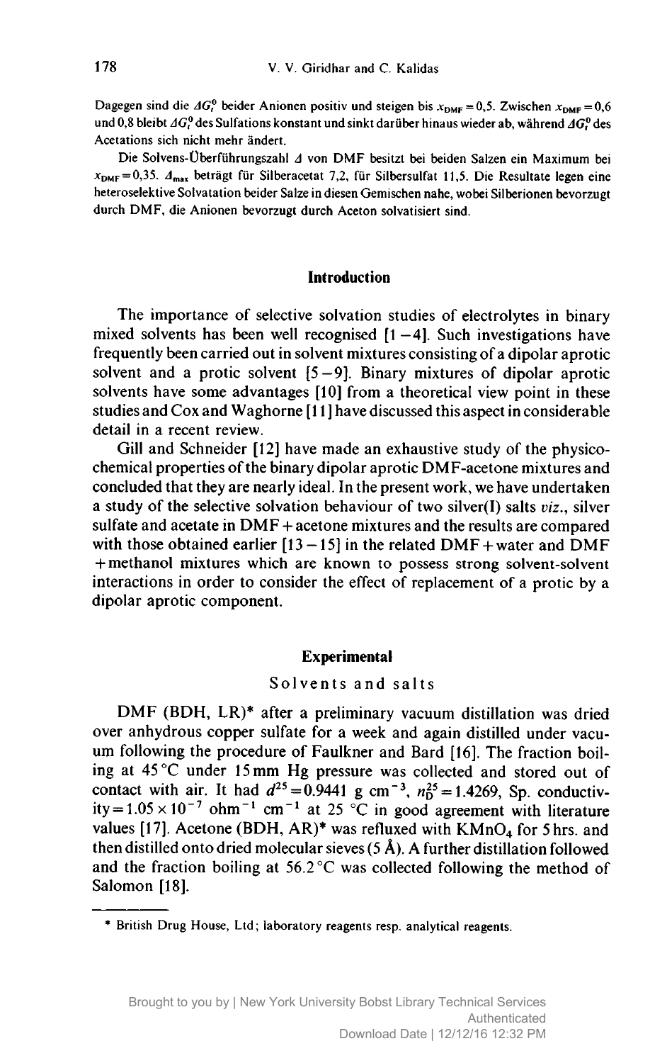Dagegen sind die $\Delta G_t^0$ beider Anionen positiv und steigen bis $x_{DMF} = 0{,}5$. Zwischen $x_{DMF} = 0{,}6$ und 0,8 bleibt $\Delta G_t^0$ des Sulfations konstant und sinkt darüber hinaus wieder ab, während $\Delta G_t^0$ des Acetations sich nicht mehr ändert.

Die Solvens-Überführungszahl $\Delta$ von DMF besitzt bei beiden Salzen ein Maximum bei $x_{DMF} = 0{,}35$. $\Delta_{max}$ beträgt für Silberacetat 7,2, für Silbersulfat 11,5. Die Resultate legen eine heteroselektive Solvatation beider Salze in diesen Gemischen nahe, wobei Silberionen bevorzugt durch DMF, die Anionen bevorzugt durch Aceton solvatisiert sind.

## Introduction

The importance of selective solvation studies of electrolytes in binary mixed solvents has been well recognised [1–4]. Such investigations have frequently been carried out in solvent mixtures consisting of a dipolar aprotic solvent and a protic solvent [5–9]. Binary mixtures of dipolar aprotic solvents have some advantages [10] from a theoretical view point in these studies and Cox and Waghorne [11] have discussed this aspect in considerable detail in a recent review.

Gill and Schneider [12] have made an exhaustive study of the physico-chemical properties of the binary dipolar aprotic DMF-acetone mixtures and concluded that they are nearly ideal. In the present work, we have undertaken a study of the selective solvation behaviour of two silver(I) salts *viz.*, silver sulfate and acetate in DMF + acetone mixtures and the results are compared with those obtained earlier [13–15] in the related DMF + water and DMF + methanol mixtures which are known to possess strong solvent-solvent interactions in order to consider the effect of replacement of a protic by a dipolar aprotic component.

## Experimental

### Solvents and salts

DMF (BDH, LR)* after a preliminary vacuum distillation was dried over anhydrous copper sulfate for a week and again distilled under vacuum following the procedure of Faulkner and Bard [16]. The fraction boiling at 45 °C under 15 mm Hg pressure was collected and stored out of contact with air. It had $d^{25} = 0.9441$ g cm$^{-3}$, $n_D^{25} = 1.4269$, Sp. conductivity $= 1.05 \times 10^{-7}$ ohm$^{-1}$ cm$^{-1}$ at 25 °C in good agreement with literature values [17]. Acetone (BDH, AR)* was refluxed with $KMnO_4$ for 5 hrs. and then distilled onto dried molecular sieves (5 Å). A further distillation followed and the fraction boiling at 56.2 °C was collected following the method of Salomon [18].

\* British Drug House, Ltd; laboratory reagents resp. analytical reagents.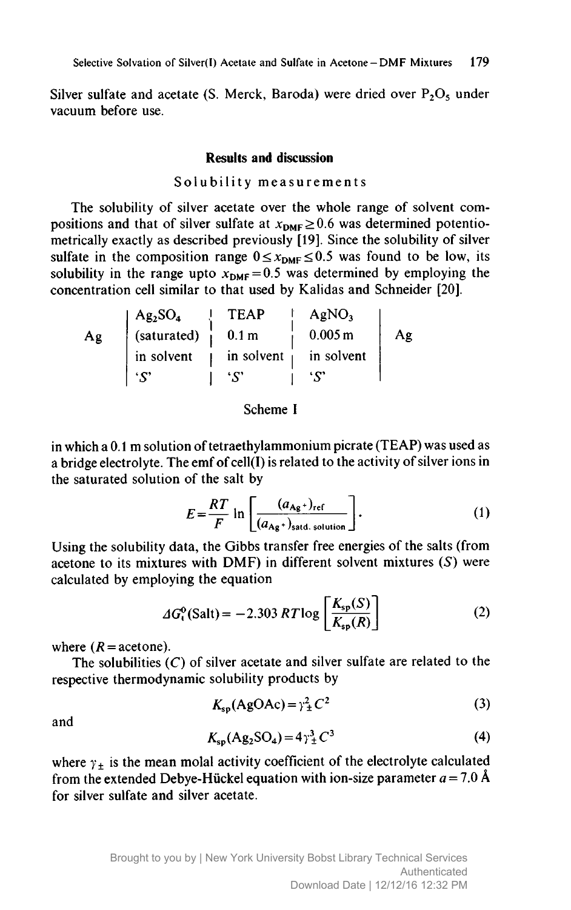Silver sulfate and acetate (S. Merck, Baroda) were dried over $P_2O_5$ under vacuum before use.

## Results and discussion

### Solubility measurements

The solubility of silver acetate over the whole range of solvent compositions and that of silver sulfate at $x_{DMF} \geq 0.6$ was determined potentiometrically exactly as described previously [19]. Since the solubility of silver sulfate in the composition range $0 \leq x_{DMF} \leq 0.5$ was found to be low, its solubility in the range upto $x_{DMF} = 0.5$ was determined by employing the concentration cell similar to that used by Kalidas and Schneider [20].

| | | | | |
|---|---|---|---|---|
| Ag | $Ag_2SO_4$ (saturated) in solvent 'S' | TEAP 0.1 m in solvent 'S' | $AgNO_3$ 0.005 m in solvent 'S' | Ag |

Scheme I

in which a 0.1 m solution of tetraethylammonium picrate (TEAP) was used as a bridge electrolyte. The emf of cell(I) is related to the activity of silver ions in the saturated solution of the salt by

$$E = \frac{RT}{F} \ln \left[ \frac{(a_{Ag^+})_{ref}}{(a_{Ag^+})_{satd.\ solution}} \right]. \tag{1}$$

Using the solubility data, the Gibbs transfer free energies of the salts (from acetone to its mixtures with DMF) in different solvent mixtures ($S$) were calculated by employing the equation

$$\Delta G_t^0(\text{Salt}) = -2.303\, RT \log \left[ \frac{K_{sp}(S)}{K_{sp}(R)} \right] \tag{2}$$

where ($R$ = acetone).

The solubilities ($C$) of silver acetate and silver sulfate are related to the respective thermodynamic solubility products by

$$K_{sp}(\text{AgOAc}) = \gamma_{\pm}^2 C^2 \tag{3}$$

and

$$K_{sp}(Ag_2SO_4) = 4\gamma_{\pm}^3 C^3 \tag{4}$$

where $\gamma_{\pm}$ is the mean molal activity coefficient of the electrolyte calculated from the extended Debye-Hückel equation with ion-size parameter $a = 7.0$ Å for silver sulfate and silver acetate.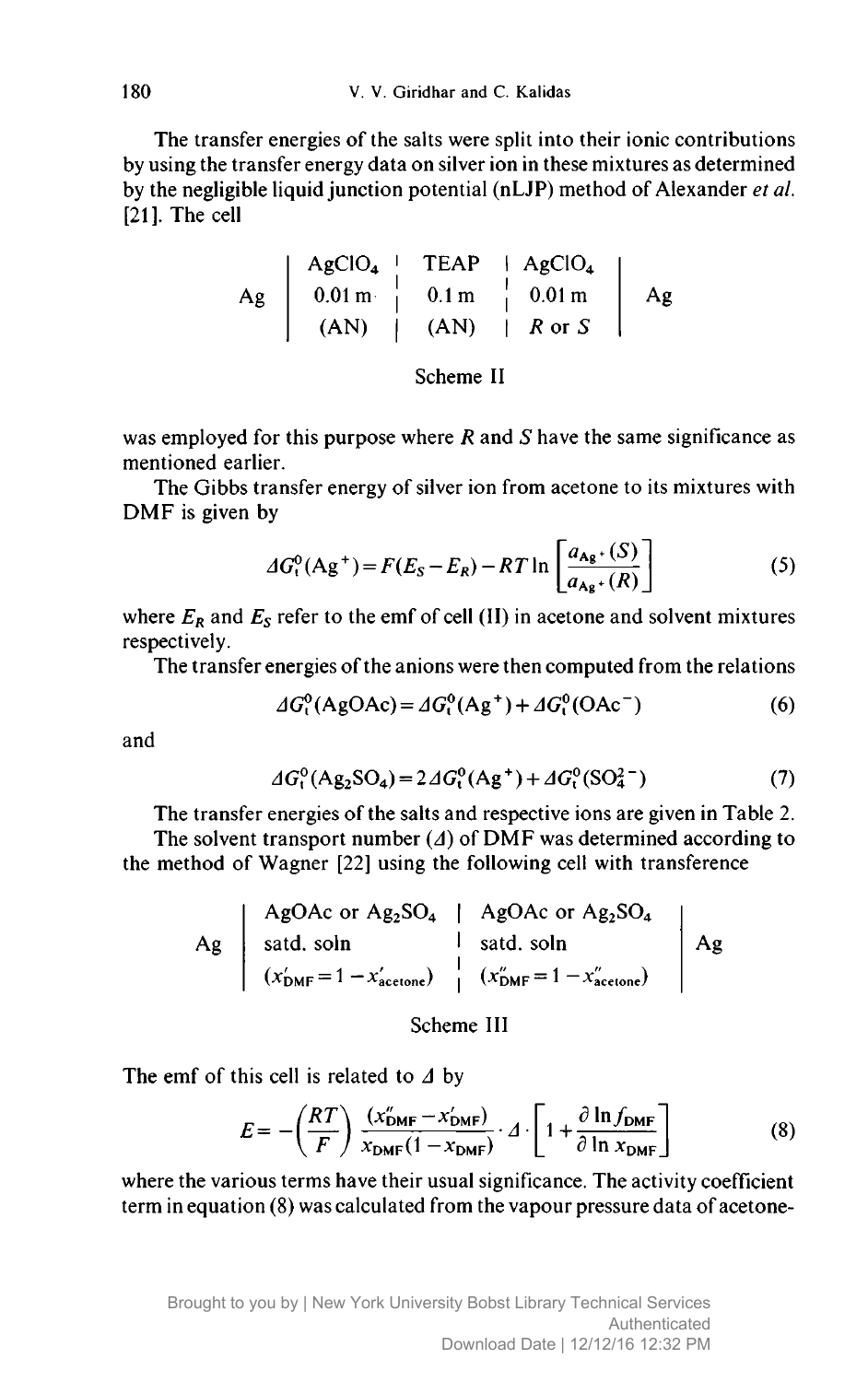The transfer energies of the salts were split into their ionic contributions by using the transfer energy data on silver ion in these mixtures as determined by the negligible liquid junction potential (nLJP) method of Alexander *et al.* [21]. The cell

$$\mathrm{Ag}\left|\begin{array}{c}\mathrm{AgClO_4}\\ 0.01\,\mathrm{m}\\ (\mathrm{AN})\end{array}\right|\begin{array}{c}\mathrm{TEAP}\\ 0.1\,\mathrm{m}\\ (\mathrm{AN})\end{array}\left|\begin{array}{c}\mathrm{AgClO_4}\\ 0.01\,\mathrm{m}\\ R \text{ or } S\end{array}\right|\mathrm{Ag}$$

Scheme II

was employed for this purpose where $R$ and $S$ have the same significance as mentioned earlier.

The Gibbs transfer energy of silver ion from acetone to its mixtures with DMF is given by

$$\Delta G_t^0(\mathrm{Ag^+}) = F(E_S - E_R) - RT \ln\left[\frac{a_{\mathrm{Ag^+}}(S)}{a_{\mathrm{Ag^+}}(R)}\right] \tag{5}$$

where $E_R$ and $E_S$ refer to the emf of cell (II) in acetone and solvent mixtures respectively.

The transfer energies of the anions were then computed from the relations

$$\Delta G_t^0(\mathrm{AgOAc}) = \Delta G_t^0(\mathrm{Ag^+}) + \Delta G_t^0(\mathrm{OAc^-}) \tag{6}$$

and

$$\Delta G_t^0(\mathrm{Ag_2SO_4}) = 2\Delta G_t^0(\mathrm{Ag^+}) + \Delta G_t^0(\mathrm{SO_4^{2-}}) \tag{7}$$

The transfer energies of the salts and respective ions are given in Table 2.

The solvent transport number ($\Delta$) of DMF was determined according to the method of Wagner [22] using the following cell with transference

$$\mathrm{Ag}\left|\begin{array}{l}\mathrm{AgOAc\ or\ Ag_2SO_4}\\ \text{satd. soln}\\ (x'_{\mathrm{DMF}} = 1 - x'_{\mathrm{acetone}})\end{array}\right|\begin{array}{l}\mathrm{AgOAc\ or\ Ag_2SO_4}\\ \text{satd. soln}\\ (x''_{\mathrm{DMF}} = 1 - x''_{\mathrm{acetone}})\end{array}\left|\mathrm{Ag}\right.$$

Scheme III

The emf of this cell is related to $\Delta$ by

$$E = -\left(\frac{RT}{F}\right)\frac{(x''_{\mathrm{DMF}} - x'_{\mathrm{DMF}})}{x_{\mathrm{DMF}}(1 - x_{\mathrm{DMF}})}\cdot \Delta \cdot \left[1 + \frac{\partial \ln f_{\mathrm{DMF}}}{\partial \ln x_{\mathrm{DMF}}}\right] \tag{8}$$

where the various terms have their usual significance. The activity coefficient term in equation (8) was calculated from the vapour pressure data of acetone-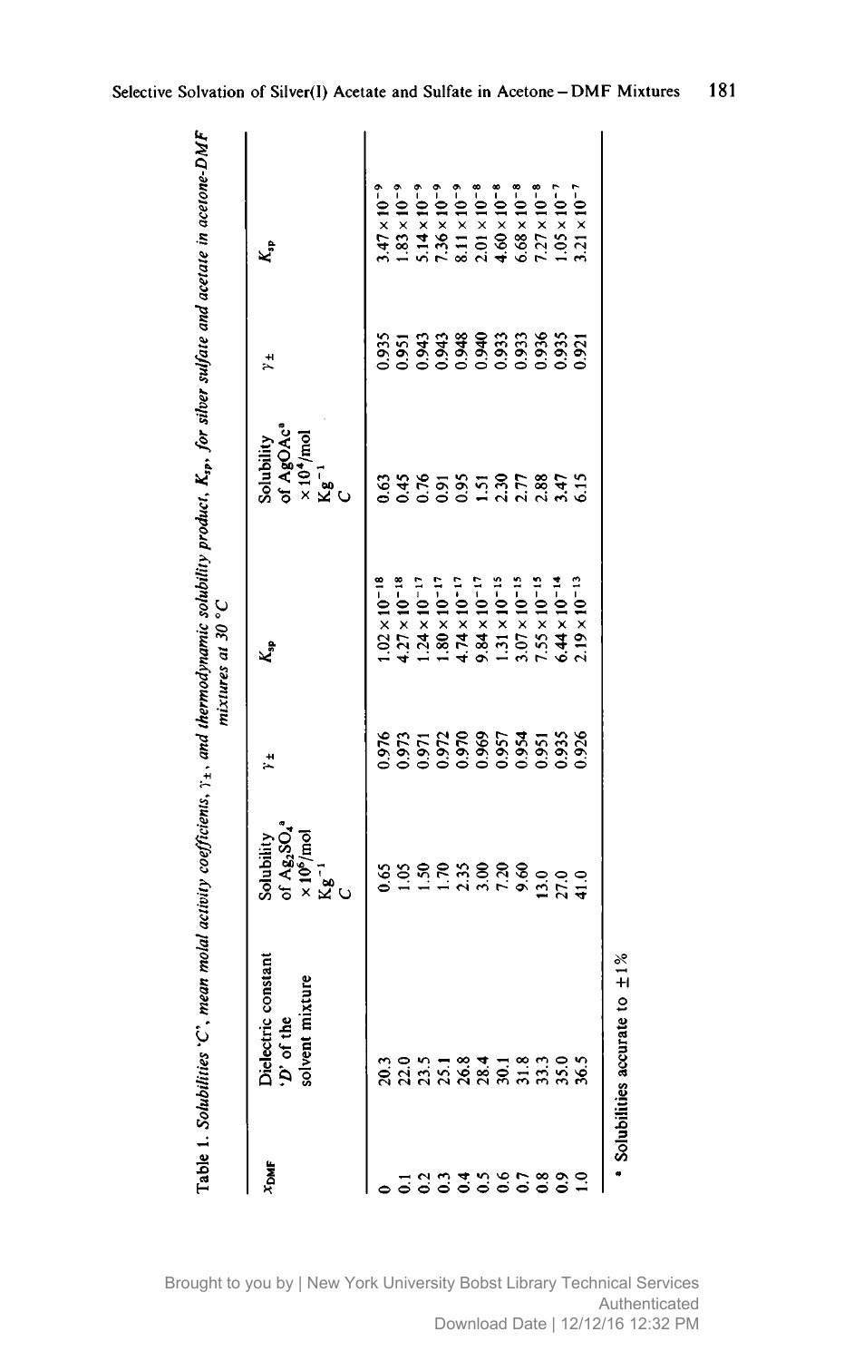Table 1. *Solubilities 'C', mean molal activity coefficients, $\gamma_{\pm}$, and thermodynamic solubility product, $K_{sp}$, for silver sulfate and acetate in acetone-DMF mixtures at 30 °C*

| $x_{DMF}$ | Dielectric constant 'D' of the solvent mixture | Solubility of $Ag_2SO_4$[a] $\times 10^6$/mol $Kg^{-1}$ C | $\gamma_{\pm}$ | $K_{sp}$ | Solubility of AgOAc[a] $\times 10^4$/mol $Kg^{-1}$ C | $\gamma_{\pm}$ | $K_{sp}$ |
|---|---|---|---|---|---|---|---|
| 0 | 20.3 | 0.65 | 0.976 | $1.02 \times 10^{-18}$ | 0.63 | 0.935 | $3.47 \times 10^{-9}$ |
| 0.1 | 22.0 | 1.05 | 0.973 | $4.27 \times 10^{-18}$ | 0.45 | 0.951 | $1.83 \times 10^{-9}$ |
| 0.2 | 23.5 | 1.50 | 0.971 | $1.24 \times 10^{-17}$ | 0.76 | 0.943 | $5.14 \times 10^{-9}$ |
| 0.3 | 25.1 | 1.70 | 0.972 | $1.80 \times 10^{-17}$ | 0.91 | 0.943 | $7.36 \times 10^{-9}$ |
| 0.4 | 26.8 | 2.35 | 0.970 | $4.74 \times 10^{-17}$ | 0.95 | 0.948 | $8.11 \times 10^{-9}$ |
| 0.5 | 28.4 | 3.00 | 0.969 | $9.84 \times 10^{-17}$ | 1.51 | 0.940 | $2.01 \times 10^{-8}$ |
| 0.6 | 30.1 | 7.20 | 0.957 | $1.31 \times 10^{-15}$ | 2.30 | 0.933 | $4.60 \times 10^{-8}$ |
| 0.7 | 31.8 | 9.60 | 0.954 | $3.07 \times 10^{-15}$ | 2.77 | 0.933 | $6.68 \times 10^{-8}$ |
| 0.8 | 33.3 | 13.0 | 0.951 | $7.55 \times 10^{-15}$ | 2.88 | 0.936 | $7.27 \times 10^{-8}$ |
| 0.9 | 35.0 | 27.0 | 0.935 | $6.44 \times 10^{-14}$ | 3.47 | 0.935 | $1.05 \times 10^{-7}$ |
| 1.0 | 36.5 | 41.0 | 0.926 | $2.19 \times 10^{-13}$ | 6.15 | 0.921 | $3.21 \times 10^{-7}$ |

[a] Solubilities accurate to ±1%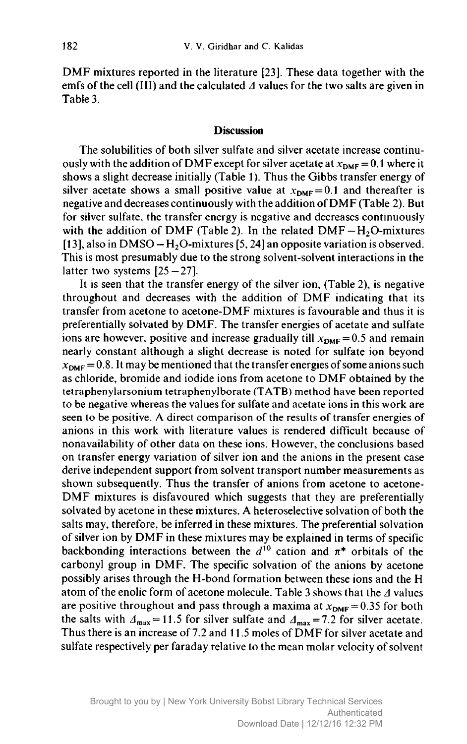DMF mixtures reported in the literature [23]. These data together with the emfs of the cell (III) and the calculated $\Delta$ values for the two salts are given in Table 3.

## Discussion

The solubilities of both silver sulfate and silver acetate increase continuously with the addition of DMF except for silver acetate at $x_{DMF} = 0.1$ where it shows a slight decrease initially (Table 1). Thus the Gibbs transfer energy of silver acetate shows a small positive value at $x_{DMF} = 0.1$ and thereafter is negative and decreases continuously with the addition of DMF (Table 2). But for silver sulfate, the transfer energy is negative and decreases continuously with the addition of DMF (Table 2). In the related DMF $-H_2O$-mixtures [13], also in DMSO $-H_2O$-mixtures [5, 24] an opposite variation is observed. This is most presumably due to the strong solvent-solvent interactions in the latter two systems [25−27].

It is seen that the transfer energy of the silver ion, (Table 2), is negative throughout and decreases with the addition of DMF indicating that its transfer from acetone to acetone-DMF mixtures is favourable and thus it is preferentially solvated by DMF. The transfer energies of acetate and sulfate ions are however, positive and increase gradually till $x_{DMF} = 0.5$ and remain nearly constant although a slight decrease is noted for sulfate ion beyond $x_{DMF} = 0.8$. It may be mentioned that the transfer energies of some anions such as chloride, bromide and iodide ions from acetone to DMF obtained by the tetraphenylarsonium tetraphenylborate (TATB) method have been reported to be negative whereas the values for sulfate and acetate ions in this work are seen to be positive. A direct comparison of the results of transfer energies of anions in this work with literature values is rendered difficult because of nonavailability of other data on these ions. However, the conclusions based on transfer energy variation of silver ion and the anions in the present case derive independent support from solvent transport number measurements as shown subsequently. Thus the transfer of anions from acetone to acetone-DMF mixtures is disfavoured which suggests that they are preferentially solvated by acetone in these mixtures. A heteroselective solvation of both the salts may, therefore, be inferred in these mixtures. The preferential solvation of silver ion by DMF in these mixtures may be explained in terms of specific backbonding interactions between the $d^{10}$ cation and $\pi^*$ orbitals of the carbonyl group in DMF. The specific solvation of the anions by acetone possibly arises through the H-bond formation between these ions and the H atom of the enolic form of acetone molecule. Table 3 shows that the $\Delta$ values are positive throughout and pass through a maxima at $x_{DMF} = 0.35$ for both the salts with $\Delta_{max} = 11.5$ for silver sulfate and $\Delta_{max} = 7.2$ for silver acetate. Thus there is an increase of 7.2 and 11.5 moles of DMF for silver acetate and sulfate respectively per faraday relative to the mean molar velocity of solvent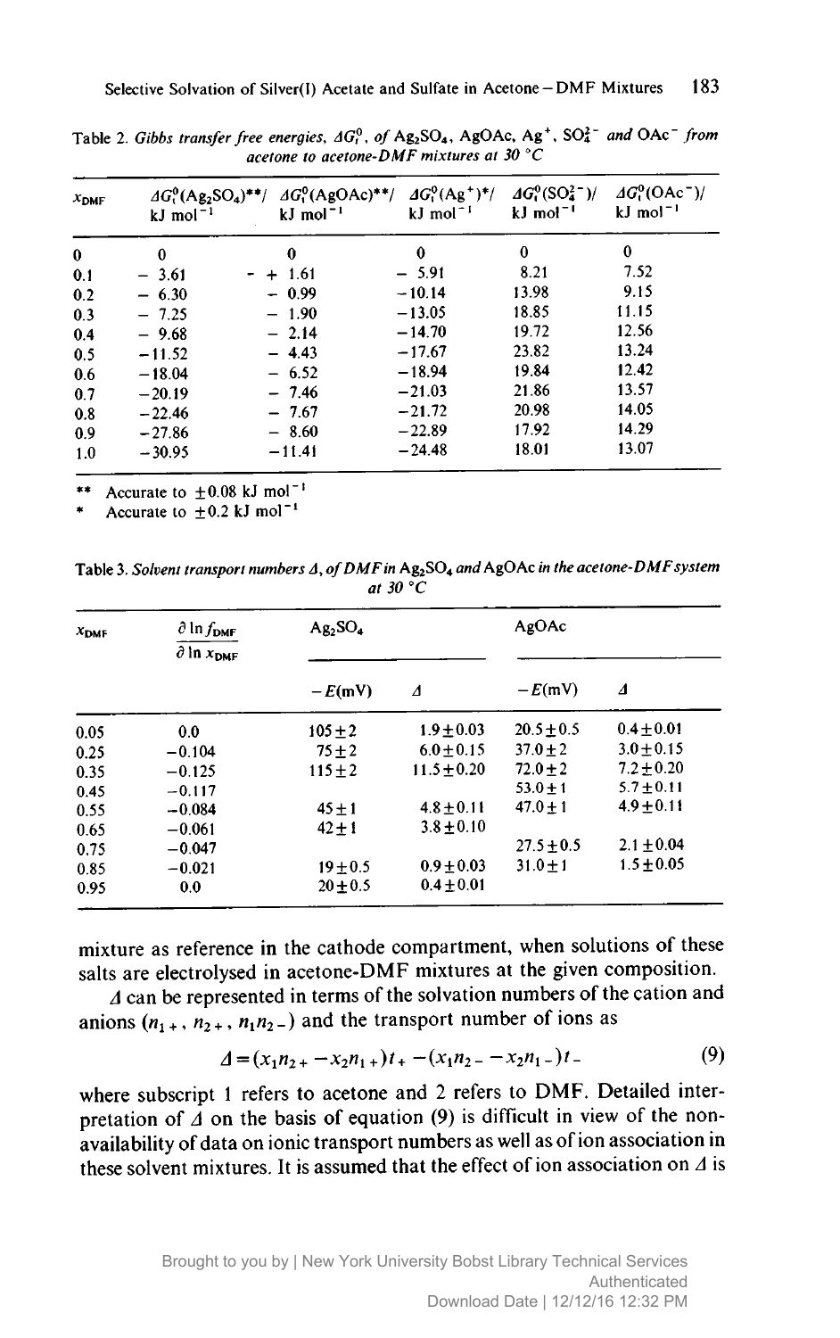Table 2. *Gibbs transfer free energies, $\Delta G_t^0$, of $Ag_2SO_4$, AgOAc, $Ag^+$, $SO_4^{2-}$ and $OAc^-$ from acetone to acetone-DMF mixtures at 30 °C*

| $x_{DMF}$ | $\Delta G_t^0(Ag_2SO_4)$**/ kJ mol$^{-1}$ | $\Delta G_t^0$(AgOAc)**/ kJ mol$^{-1}$ | $\Delta G_t^0(Ag^+)$*/ kJ mol$^{-1}$ | $\Delta G_t^0(SO_4^{2-})$/ kJ mol$^{-1}$ | $\Delta G_t^0(OAc^-)$/ kJ mol$^{-1}$ |
|---|---|---|---|---|---|
| 0 | 0 | 0 | 0 | 0 | 0 |
| 0.1 | − 3.61 | − + 1.61 | − 5.91 | 8.21 | 7.52 |
| 0.2 | − 6.30 | − 0.99 | −10.14 | 13.98 | 9.15 |
| 0.3 | − 7.25 | − 1.90 | −13.05 | 18.85 | 11.15 |
| 0.4 | − 9.68 | − 2.14 | −14.70 | 19.72 | 12.56 |
| 0.5 | −11.52 | − 4.43 | −17.67 | 23.82 | 13.24 |
| 0.6 | −18.04 | − 6.52 | −18.94 | 19.84 | 12.42 |
| 0.7 | −20.19 | − 7.46 | −21.03 | 21.86 | 13.57 |
| 0.8 | −22.46 | − 7.67 | −21.72 | 20.98 | 14.05 |
| 0.9 | −27.86 | − 8.60 | −22.89 | 17.92 | 14.29 |
| 1.0 | −30.95 | −11.41 | −24.48 | 18.01 | 13.07 |

** Accurate to ±0.08 kJ mol$^{-1}$
\* Accurate to ±0.2 kJ mol$^{-1}$

Table 3. *Solvent transport numbers Δ, of DMF in $Ag_2SO_4$ and AgOAc in the acetone-DMF system at 30 °C*

| $x_{DMF}$ | $\dfrac{\partial \ln f_{DMF}}{\partial \ln x_{DMF}}$ | $Ag_2SO_4$ | | AgOAc | |
|---|---|---|---|---|---|
| | | −E(mV) | Δ | −E(mV) | Δ |
| 0.05 | 0.0 | 105±2 | 1.9±0.03 | 20.5±0.5 | 0.4±0.01 |
| 0.25 | −0.104 | 75±2 | 6.0±0.15 | 37.0±2 | 3.0±0.15 |
| 0.35 | −0.125 | 115±2 | 11.5±0.20 | 72.0±2 | 7.2±0.20 |
| 0.45 | −0.117 | | | 53.0±1 | 5.7±0.11 |
| 0.55 | −0.084 | 45±1 | 4.8±0.11 | 47.0±1 | 4.9±0.11 |
| 0.65 | −0.061 | 42±1 | 3.8±0.10 | | |
| 0.75 | −0.047 | | | 27.5±0.5 | 2.1±0.04 |
| 0.85 | −0.021 | 19±0.5 | 0.9±0.03 | 31.0±1 | 1.5±0.05 |
| 0.95 | 0.0 | 20±0.5 | 0.4±0.01 | | |

mixture as reference in the cathode compartment, when solutions of these salts are electrolysed in acetone-DMF mixtures at the given composition.

Δ can be represented in terms of the solvation numbers of the cation and anions ($n_{1+}$, $n_{2+}$, $n_1 n_{2-}$) and the transport number of ions as

$$\Delta = (x_1 n_{2+} - x_2 n_{1+})t_+ - (x_1 n_{2-} - x_2 n_{1-})t_- \tag{9}$$

where subscript 1 refers to acetone and 2 refers to DMF. Detailed interpretation of Δ on the basis of equation (9) is difficult in view of the non-availability of data on ionic transport numbers as well as of ion association in these solvent mixtures. It is assumed that the effect of ion association on Δ is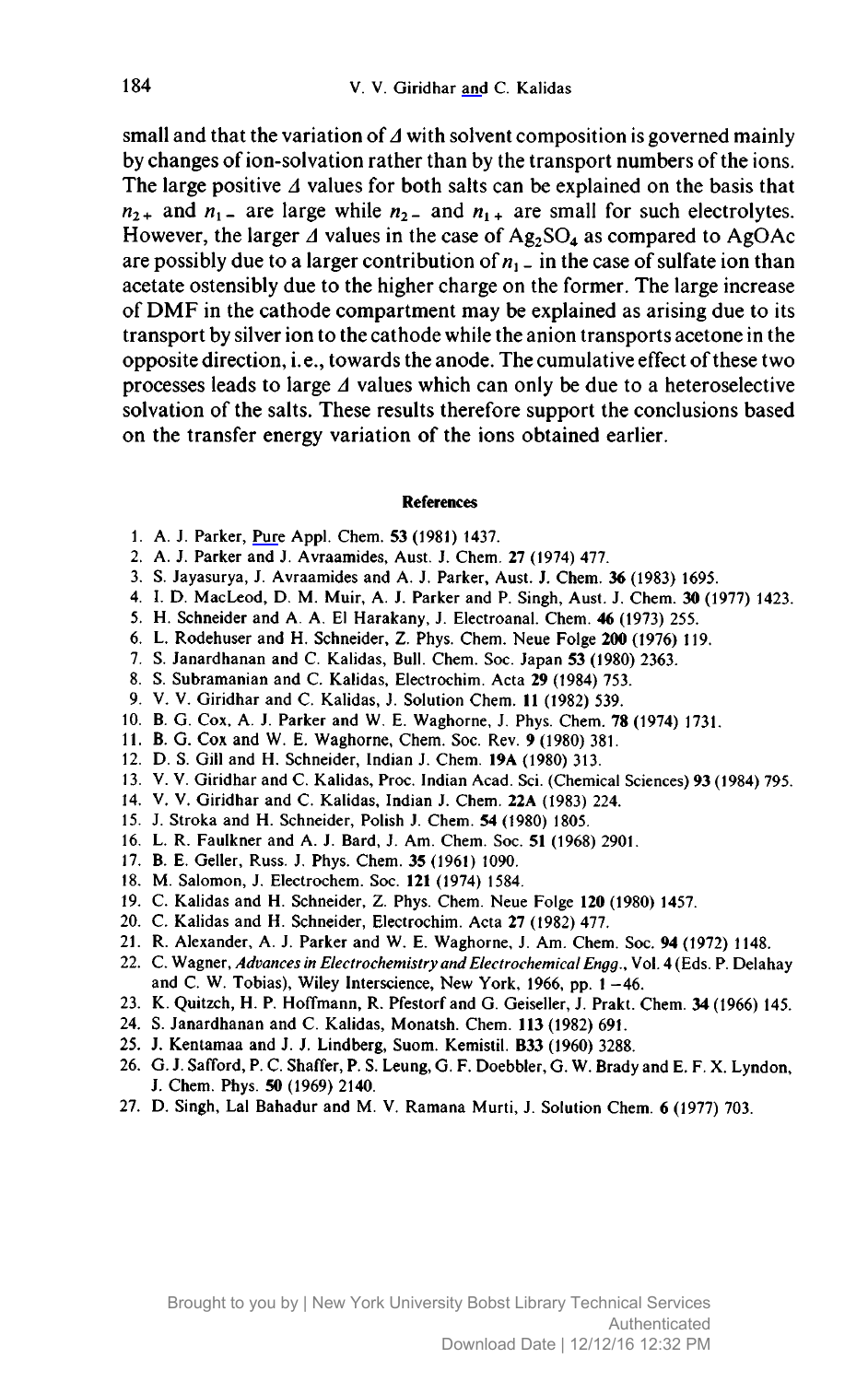small and that the variation of $\Delta$ with solvent composition is governed mainly by changes of ion-solvation rather than by the transport numbers of the ions. The large positive $\Delta$ values for both salts can be explained on the basis that $n_{2+}$ and $n_{1-}$ are large while $n_{2-}$ and $n_{1+}$ are small for such electrolytes. However, the larger $\Delta$ values in the case of $Ag_2SO_4$ as compared to AgOAc are possibly due to a larger contribution of $n_{1-}$ in the case of sulfate ion than acetate ostensibly due to the higher charge on the former. The large increase of DMF in the cathode compartment may be explained as arising due to its transport by silver ion to the cathode while the anion transports acetone in the opposite direction, i.e., towards the anode. The cumulative effect of these two processes leads to large $\Delta$ values which can only be due to a heteroselective solvation of the salts. These results therefore support the conclusions based on the transfer energy variation of the ions obtained earlier.

## References

1. A. J. Parker, Pure Appl. Chem. **53** (1981) 1437.
2. A. J. Parker and J. Avraamides, Aust. J. Chem. **27** (1974) 477.
3. S. Jayasurya, J. Avraamides and A. J. Parker, Aust. J. Chem. **36** (1983) 1695.
4. I. D. MacLeod, D. M. Muir, A. J. Parker and P. Singh, Aust. J. Chem. **30** (1977) 1423.
5. H. Schneider and A. A. El Harakany, J. Electroanal. Chem. **46** (1973) 255.
6. L. Rodehuser and H. Schneider, Z. Phys. Chem. Neue Folge **200** (1976) 119.
7. S. Janardhanan and C. Kalidas, Bull. Chem. Soc. Japan **53** (1980) 2363.
8. S. Subramanian and C. Kalidas, Electrochim. Acta **29** (1984) 753.
9. V. V. Giridhar and C. Kalidas, J. Solution Chem. **11** (1982) 539.
10. B. G. Cox, A. J. Parker and W. E. Waghorne, J. Phys. Chem. **78** (1974) 1731.
11. B. G. Cox and W. E. Waghorne, Chem. Soc. Rev. **9** (1980) 381.
12. D. S. Gill and H. Schneider, Indian J. Chem. **19A** (1980) 313.
13. V. V. Giridhar and C. Kalidas, Proc. Indian Acad. Sci. (Chemical Sciences) **93** (1984) 795.
14. V. V. Giridhar and C. Kalidas, Indian J. Chem. **22A** (1983) 224.
15. J. Stroka and H. Schneider, Polish J. Chem. **54** (1980) 1805.
16. L. R. Faulkner and A. J. Bard, J. Am. Chem. Soc. **51** (1968) 2901.
17. B. E. Geller, Russ. J. Phys. Chem. **35** (1961) 1090.
18. M. Salomon, J. Electrochem. Soc. **121** (1974) 1584.
19. C. Kalidas and H. Schneider, Z. Phys. Chem. Neue Folge **120** (1980) 1457.
20. C. Kalidas and H. Schneider, Electrochim. Acta **27** (1982) 477.
21. R. Alexander, A. J. Parker and W. E. Waghorne, J. Am. Chem. Soc. **94** (1972) 1148.
22. C. Wagner, *Advances in Electrochemistry and Electrochemical Engg.*, Vol. 4 (Eds. P. Delahay and C. W. Tobias), Wiley Interscience, New York, 1966, pp. 1–46.
23. K. Quitzch, H. P. Hoffmann, R. Pfestorf and G. Geiseller, J. Prakt. Chem. **34** (1966) 145.
24. S. Janardhanan and C. Kalidas, Monatsh. Chem. **113** (1982) 691.
25. J. Kentamaa and J. J. Lindberg, Suom. Kemistil. **B33** (1960) 3288.
26. G. J. Safford, P. C. Shaffer, P. S. Leung, G. F. Doebbler, G. W. Brady and E. F. X. Lyndon, J. Chem. Phys. **50** (1969) 2140.
27. D. Singh, Lal Bahadur and M. V. Ramana Murti, J. Solution Chem. **6** (1977) 703.